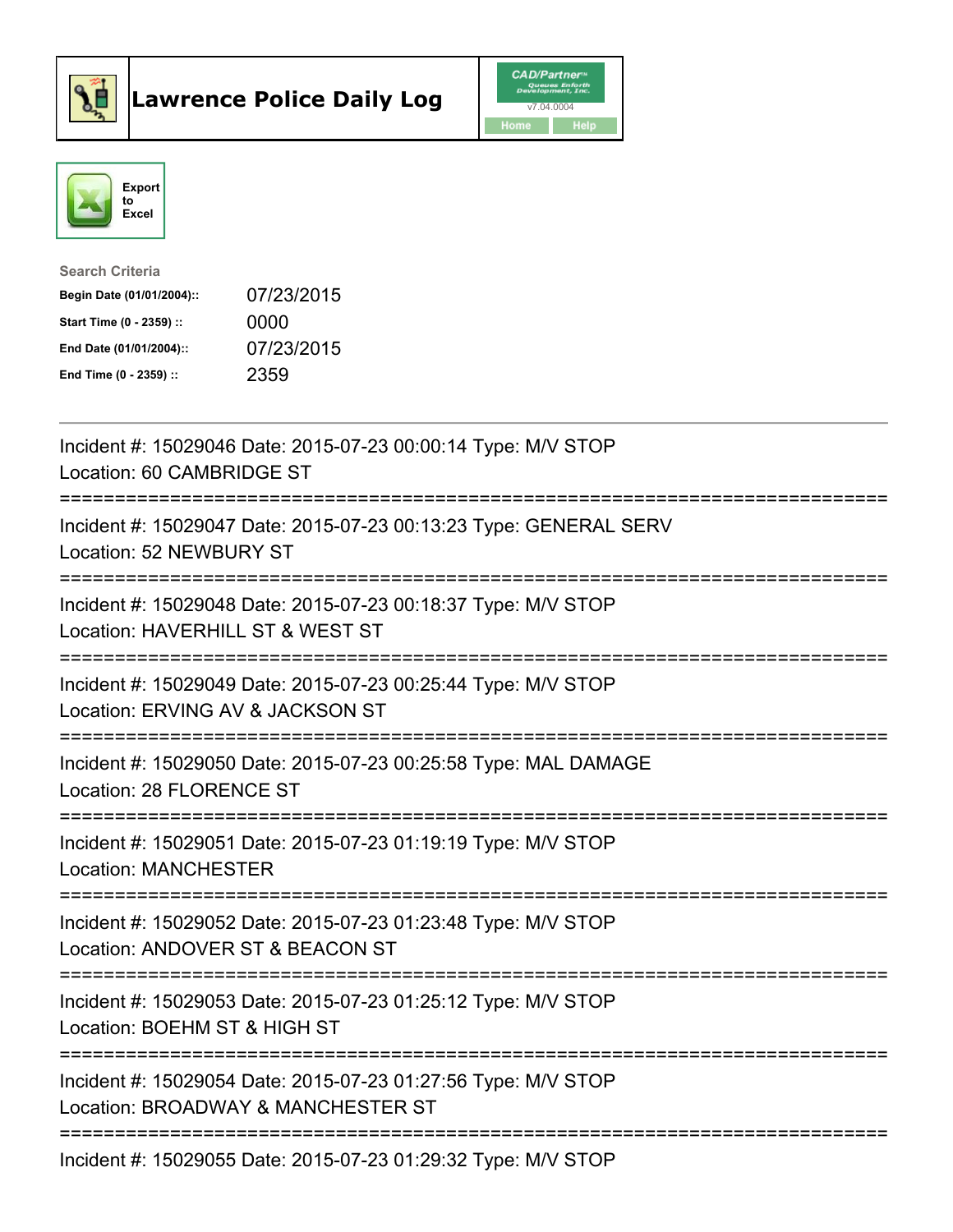# Lawrence Police Daily Log

CAD/Partner
v7.04.0004
Home Help

Export to Excel

Search Criteria

| | |
|---|---|
| **Begin Date (01/01/2004)::** | 07/23/2015 |
| **Start Time (0 - 2359) ::** | 0000 |
| **End Date (01/01/2004)::** | 07/23/2015 |
| **End Time (0 - 2359) ::** | 2359 |

Incident #: 15029046 Date: 2015-07-23 00:00:14 Type: M/V STOP
Location: 60 CAMBRIDGE ST

===========================================================================

Incident #: 15029047 Date: 2015-07-23 00:13:23 Type: GENERAL SERV
Location: 52 NEWBURY ST

===========================================================================

Incident #: 15029048 Date: 2015-07-23 00:18:37 Type: M/V STOP
Location: HAVERHILL ST & WEST ST

===========================================================================

Incident #: 15029049 Date: 2015-07-23 00:25:44 Type: M/V STOP
Location: ERVING AV & JACKSON ST

===========================================================================

Incident #: 15029050 Date: 2015-07-23 00:25:58 Type: MAL DAMAGE
Location: 28 FLORENCE ST

===========================================================================

Incident #: 15029051 Date: 2015-07-23 01:19:19 Type: M/V STOP
Location: MANCHESTER

===========================================================================

Incident #: 15029052 Date: 2015-07-23 01:23:48 Type: M/V STOP
Location: ANDOVER ST & BEACON ST

===========================================================================

Incident #: 15029053 Date: 2015-07-23 01:25:12 Type: M/V STOP
Location: BOEHM ST & HIGH ST

===========================================================================

Incident #: 15029054 Date: 2015-07-23 01:27:56 Type: M/V STOP
Location: BROADWAY & MANCHESTER ST

===========================================================================

Incident #: 15029055 Date: 2015-07-23 01:29:32 Type: M/V STOP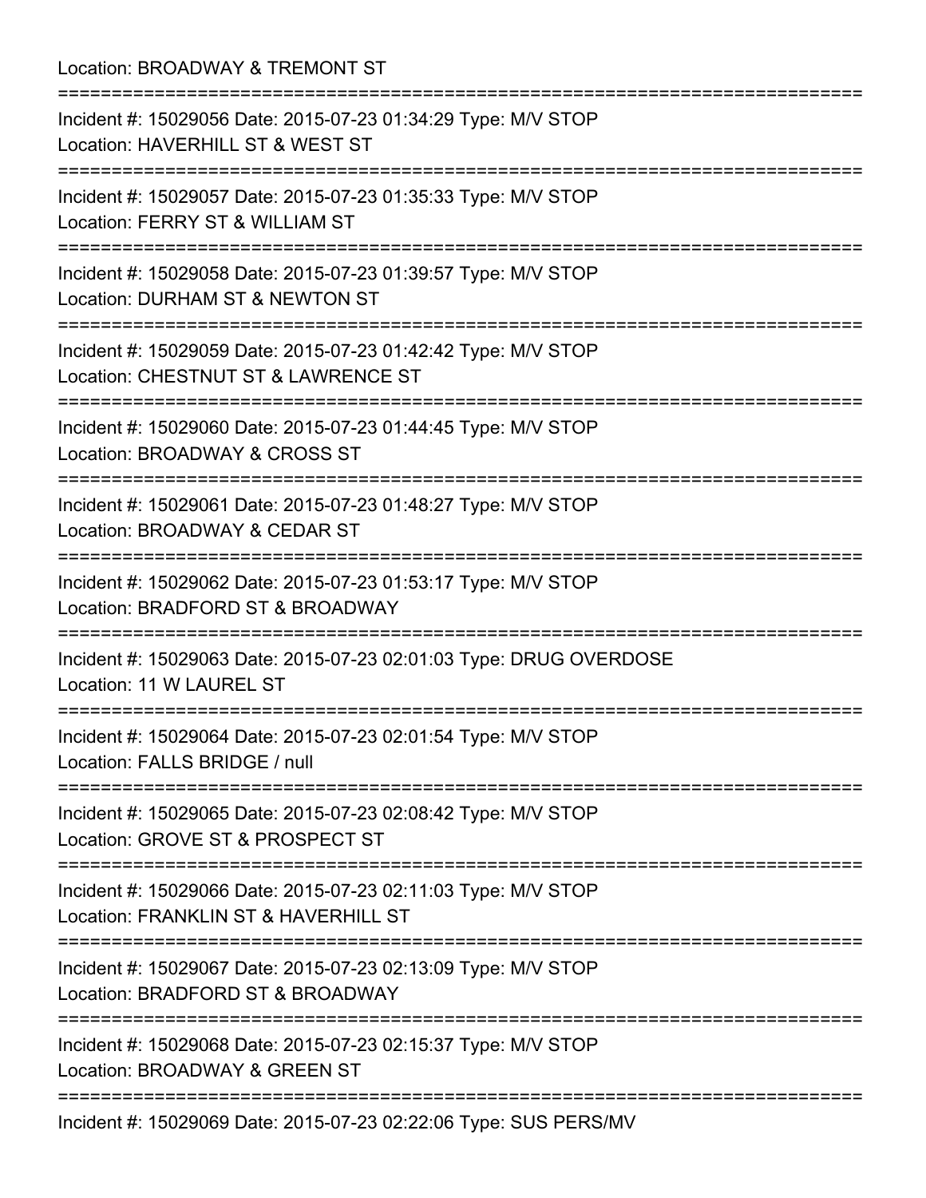Location: BROADWAY & TREMONT ST

===========================================================================

Incident #: 15029056 Date: 2015-07-23 01:34:29 Type: M/V STOP
Location: HAVERHILL ST & WEST ST

===========================================================================

Incident #: 15029057 Date: 2015-07-23 01:35:33 Type: M/V STOP
Location: FERRY ST & WILLIAM ST

===========================================================================

Incident #: 15029058 Date: 2015-07-23 01:39:57 Type: M/V STOP
Location: DURHAM ST & NEWTON ST

===========================================================================

Incident #: 15029059 Date: 2015-07-23 01:42:42 Type: M/V STOP
Location: CHESTNUT ST & LAWRENCE ST

===========================================================================

Incident #: 15029060 Date: 2015-07-23 01:44:45 Type: M/V STOP
Location: BROADWAY & CROSS ST

===========================================================================

Incident #: 15029061 Date: 2015-07-23 01:48:27 Type: M/V STOP
Location: BROADWAY & CEDAR ST

===========================================================================

Incident #: 15029062 Date: 2015-07-23 01:53:17 Type: M/V STOP
Location: BRADFORD ST & BROADWAY

===========================================================================

Incident #: 15029063 Date: 2015-07-23 02:01:03 Type: DRUG OVERDOSE
Location: 11 W LAUREL ST

===========================================================================

Incident #: 15029064 Date: 2015-07-23 02:01:54 Type: M/V STOP
Location: FALLS BRIDGE / null

===========================================================================

Incident #: 15029065 Date: 2015-07-23 02:08:42 Type: M/V STOP
Location: GROVE ST & PROSPECT ST

===========================================================================

Incident #: 15029066 Date: 2015-07-23 02:11:03 Type: M/V STOP
Location: FRANKLIN ST & HAVERHILL ST

===========================================================================

Incident #: 15029067 Date: 2015-07-23 02:13:09 Type: M/V STOP
Location: BRADFORD ST & BROADWAY

===========================================================================

Incident #: 15029068 Date: 2015-07-23 02:15:37 Type: M/V STOP
Location: BROADWAY & GREEN ST

===========================================================================

Incident #: 15029069 Date: 2015-07-23 02:22:06 Type: SUS PERS/MV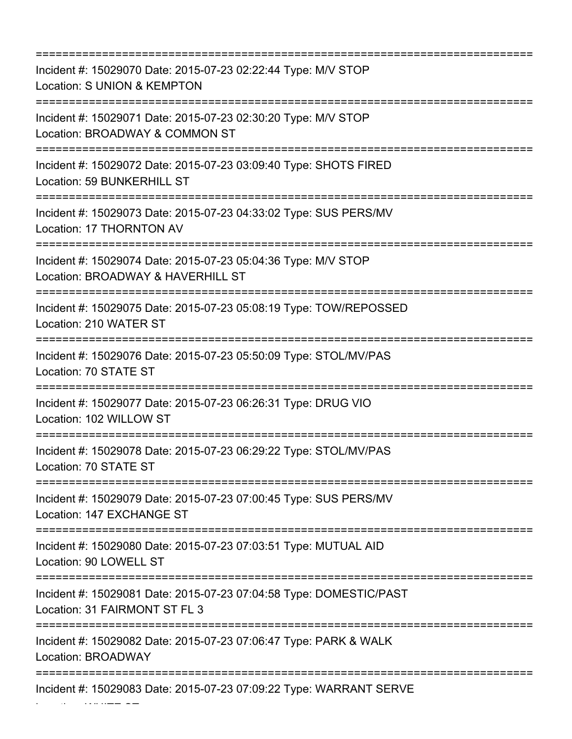===========================================================================

Incident #: 15029070 Date: 2015-07-23 02:22:44 Type: M/V STOP
Location: S UNION & KEMPTON

===========================================================================

Incident #: 15029071 Date: 2015-07-23 02:30:20 Type: M/V STOP
Location: BROADWAY & COMMON ST

===========================================================================

Incident #: 15029072 Date: 2015-07-23 03:09:40 Type: SHOTS FIRED
Location: 59 BUNKERHILL ST

===========================================================================

Incident #: 15029073 Date: 2015-07-23 04:33:02 Type: SUS PERS/MV
Location: 17 THORNTON AV

===========================================================================

Incident #: 15029074 Date: 2015-07-23 05:04:36 Type: M/V STOP
Location: BROADWAY & HAVERHILL ST

===========================================================================

Incident #: 15029075 Date: 2015-07-23 05:08:19 Type: TOW/REPOSSED
Location: 210 WATER ST

===========================================================================

Incident #: 15029076 Date: 2015-07-23 05:50:09 Type: STOL/MV/PAS
Location: 70 STATE ST

===========================================================================

Incident #: 15029077 Date: 2015-07-23 06:26:31 Type: DRUG VIO
Location: 102 WILLOW ST

===========================================================================

Incident #: 15029078 Date: 2015-07-23 06:29:22 Type: STOL/MV/PAS
Location: 70 STATE ST

===========================================================================

Incident #: 15029079 Date: 2015-07-23 07:00:45 Type: SUS PERS/MV
Location: 147 EXCHANGE ST

===========================================================================

Incident #: 15029080 Date: 2015-07-23 07:03:51 Type: MUTUAL AID
Location: 90 LOWELL ST

===========================================================================

Incident #: 15029081 Date: 2015-07-23 07:04:58 Type: DOMESTIC/PAST
Location: 31 FAIRMONT ST FL 3

===========================================================================

Incident #: 15029082 Date: 2015-07-23 07:06:47 Type: PARK & WALK
Location: BROADWAY

===========================================================================

Incident #: 15029083 Date: 2015-07-23 07:09:22 Type: WARRANT SERVE
Location: WHITE ST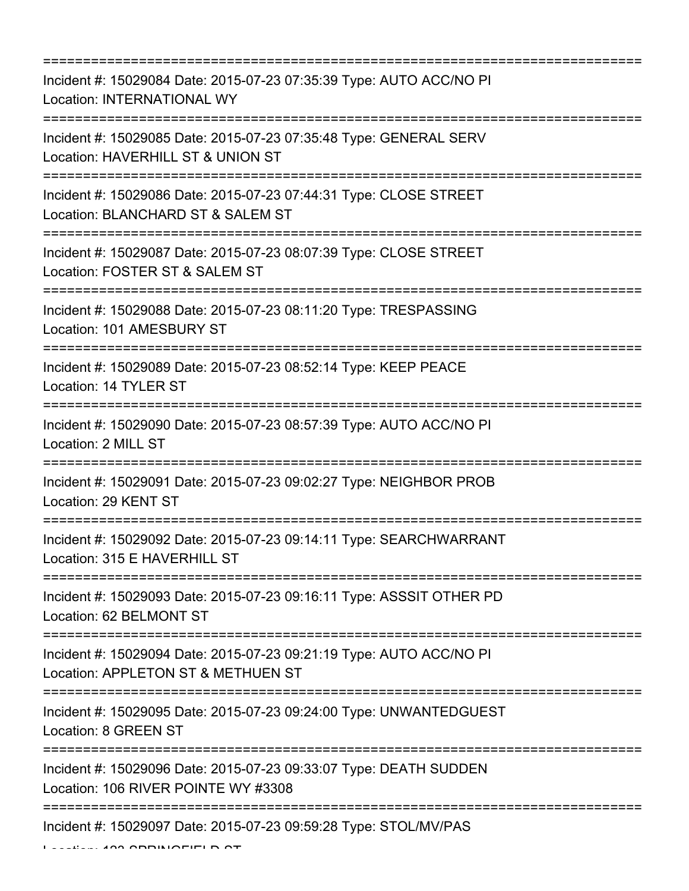===========================================================================

Incident #: 15029084 Date: 2015-07-23 07:35:39 Type: AUTO ACC/NO PI

Location: INTERNATIONAL WY

===========================================================================

Incident #: 15029085 Date: 2015-07-23 07:35:48 Type: GENERAL SERV

Location: HAVERHILL ST & UNION ST

===========================================================================

Incident #: 15029086 Date: 2015-07-23 07:44:31 Type: CLOSE STREET

Location: BLANCHARD ST & SALEM ST

===========================================================================

Incident #: 15029087 Date: 2015-07-23 08:07:39 Type: CLOSE STREET

Location: FOSTER ST & SALEM ST

===========================================================================

Incident #: 15029088 Date: 2015-07-23 08:11:20 Type: TRESPASSING

Location: 101 AMESBURY ST

===========================================================================

Incident #: 15029089 Date: 2015-07-23 08:52:14 Type: KEEP PEACE

Location: 14 TYLER ST

===========================================================================

Incident #: 15029090 Date: 2015-07-23 08:57:39 Type: AUTO ACC/NO PI

Location: 2 MILL ST

===========================================================================

Incident #: 15029091 Date: 2015-07-23 09:02:27 Type: NEIGHBOR PROB

Location: 29 KENT ST

===========================================================================

Incident #: 15029092 Date: 2015-07-23 09:14:11 Type: SEARCHWARRANT

Location: 315 E HAVERHILL ST

===========================================================================

Incident #: 15029093 Date: 2015-07-23 09:16:11 Type: ASSSIT OTHER PD

Location: 62 BELMONT ST

===========================================================================

Incident #: 15029094 Date: 2015-07-23 09:21:19 Type: AUTO ACC/NO PI

Location: APPLETON ST & METHUEN ST

===========================================================================

Incident #: 15029095 Date: 2015-07-23 09:24:00 Type: UNWANTEDGUEST

Location: 8 GREEN ST

===========================================================================

Incident #: 15029096 Date: 2015-07-23 09:33:07 Type: DEATH SUDDEN

Location: 106 RIVER POINTE WY #3308

===========================================================================

Incident #: 15029097 Date: 2015-07-23 09:59:28 Type: STOL/MV/PAS

Location: 133 SPRINGFIELD ST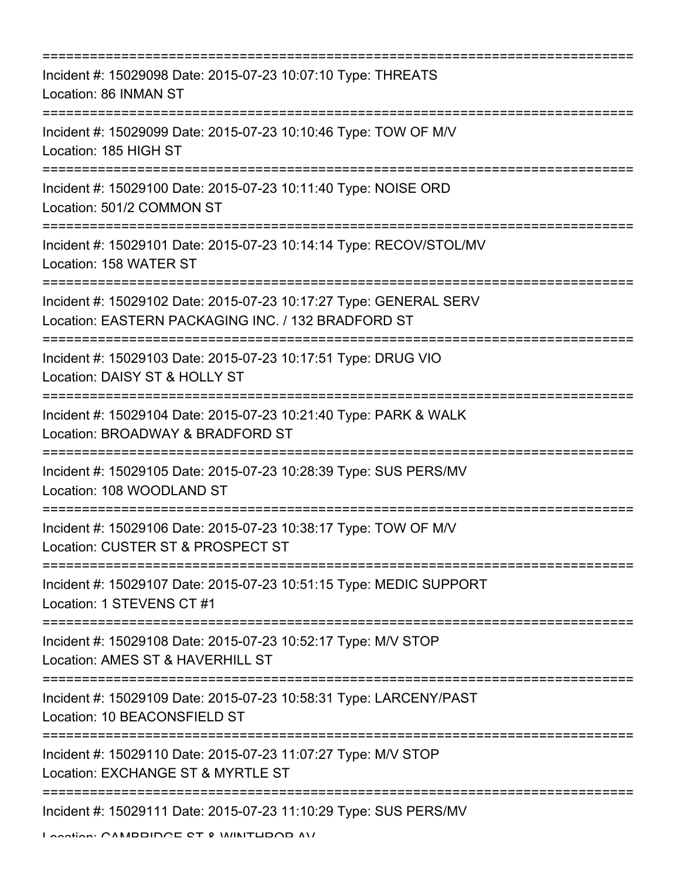===========================================================================

Incident #: 15029098 Date: 2015-07-23 10:07:10 Type: THREATS
Location: 86 INMAN ST

===========================================================================

Incident #: 15029099 Date: 2015-07-23 10:10:46 Type: TOW OF M/V
Location: 185 HIGH ST

===========================================================================

Incident #: 15029100 Date: 2015-07-23 10:11:40 Type: NOISE ORD
Location: 501/2 COMMON ST

===========================================================================

Incident #: 15029101 Date: 2015-07-23 10:14:14 Type: RECOV/STOL/MV
Location: 158 WATER ST

===========================================================================

Incident #: 15029102 Date: 2015-07-23 10:17:27 Type: GENERAL SERV
Location: EASTERN PACKAGING INC. / 132 BRADFORD ST

===========================================================================

Incident #: 15029103 Date: 2015-07-23 10:17:51 Type: DRUG VIO
Location: DAISY ST & HOLLY ST

===========================================================================

Incident #: 15029104 Date: 2015-07-23 10:21:40 Type: PARK & WALK
Location: BROADWAY & BRADFORD ST

===========================================================================

Incident #: 15029105 Date: 2015-07-23 10:28:39 Type: SUS PERS/MV
Location: 108 WOODLAND ST

===========================================================================

Incident #: 15029106 Date: 2015-07-23 10:38:17 Type: TOW OF M/V
Location: CUSTER ST & PROSPECT ST

===========================================================================

Incident #: 15029107 Date: 2015-07-23 10:51:15 Type: MEDIC SUPPORT
Location: 1 STEVENS CT #1

===========================================================================

Incident #: 15029108 Date: 2015-07-23 10:52:17 Type: M/V STOP
Location: AMES ST & HAVERHILL ST

===========================================================================

Incident #: 15029109 Date: 2015-07-23 10:58:31 Type: LARCENY/PAST
Location: 10 BEACONSFIELD ST

===========================================================================

Incident #: 15029110 Date: 2015-07-23 11:07:27 Type: M/V STOP
Location: EXCHANGE ST & MYRTLE ST

===========================================================================

Incident #: 15029111 Date: 2015-07-23 11:10:29 Type: SUS PERS/MV
Location: CAMBRIDGE ST & WINTHROP AV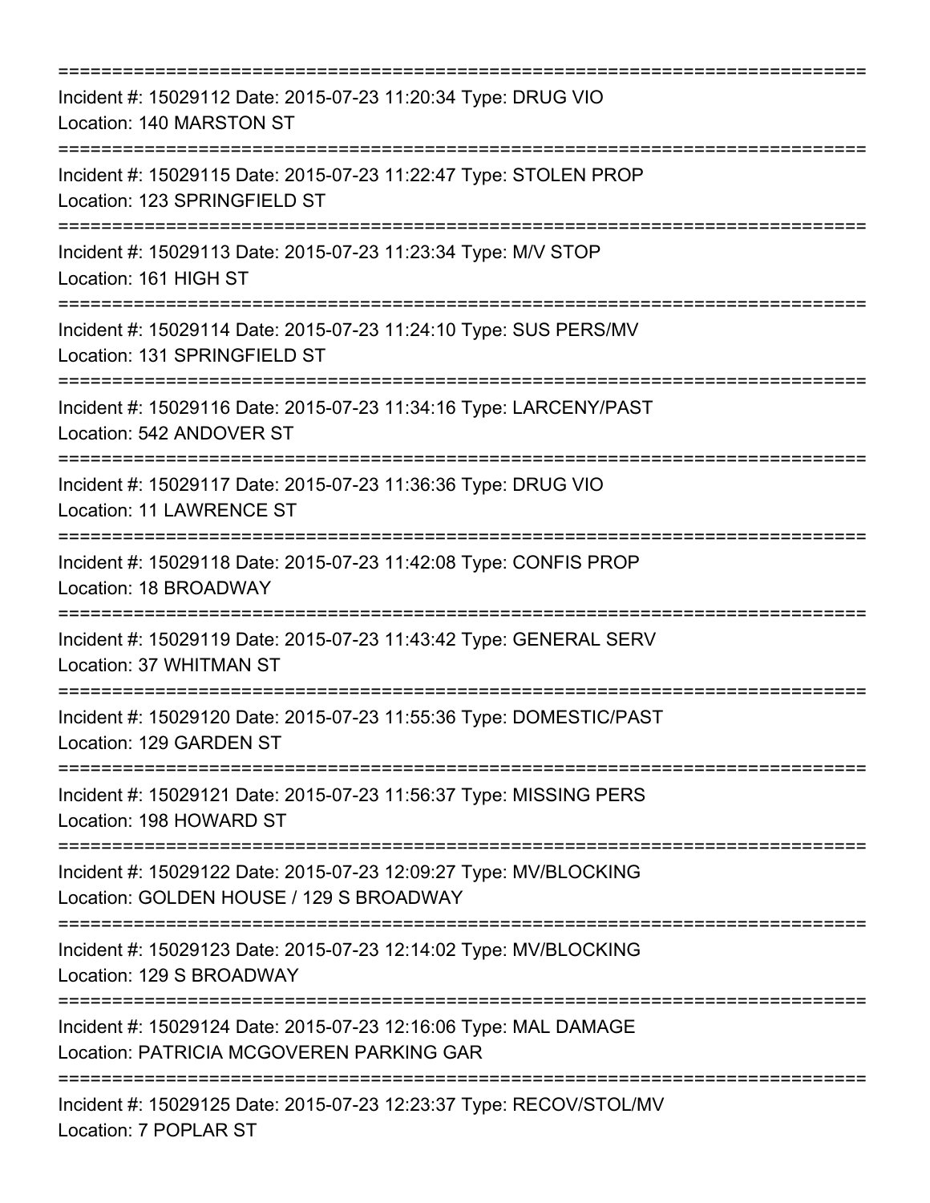===========================================================================

Incident #: 15029112 Date: 2015-07-23 11:20:34 Type: DRUG VIO
Location: 140 MARSTON ST

===========================================================================

Incident #: 15029115 Date: 2015-07-23 11:22:47 Type: STOLEN PROP
Location: 123 SPRINGFIELD ST

===========================================================================

Incident #: 15029113 Date: 2015-07-23 11:23:34 Type: M/V STOP
Location: 161 HIGH ST

===========================================================================

Incident #: 15029114 Date: 2015-07-23 11:24:10 Type: SUS PERS/MV
Location: 131 SPRINGFIELD ST

===========================================================================

Incident #: 15029116 Date: 2015-07-23 11:34:16 Type: LARCENY/PAST
Location: 542 ANDOVER ST

===========================================================================

Incident #: 15029117 Date: 2015-07-23 11:36:36 Type: DRUG VIO
Location: 11 LAWRENCE ST

===========================================================================

Incident #: 15029118 Date: 2015-07-23 11:42:08 Type: CONFIS PROP
Location: 18 BROADWAY

===========================================================================

Incident #: 15029119 Date: 2015-07-23 11:43:42 Type: GENERAL SERV
Location: 37 WHITMAN ST

===========================================================================

Incident #: 15029120 Date: 2015-07-23 11:55:36 Type: DOMESTIC/PAST
Location: 129 GARDEN ST

===========================================================================

Incident #: 15029121 Date: 2015-07-23 11:56:37 Type: MISSING PERS
Location: 198 HOWARD ST

===========================================================================

Incident #: 15029122 Date: 2015-07-23 12:09:27 Type: MV/BLOCKING
Location: GOLDEN HOUSE / 129 S BROADWAY

===========================================================================

Incident #: 15029123 Date: 2015-07-23 12:14:02 Type: MV/BLOCKING
Location: 129 S BROADWAY

===========================================================================

Incident #: 15029124 Date: 2015-07-23 12:16:06 Type: MAL DAMAGE
Location: PATRICIA MCGOVEREN PARKING GAR

===========================================================================

Incident #: 15029125 Date: 2015-07-23 12:23:37 Type: RECOV/STOL/MV
Location: 7 POPLAR ST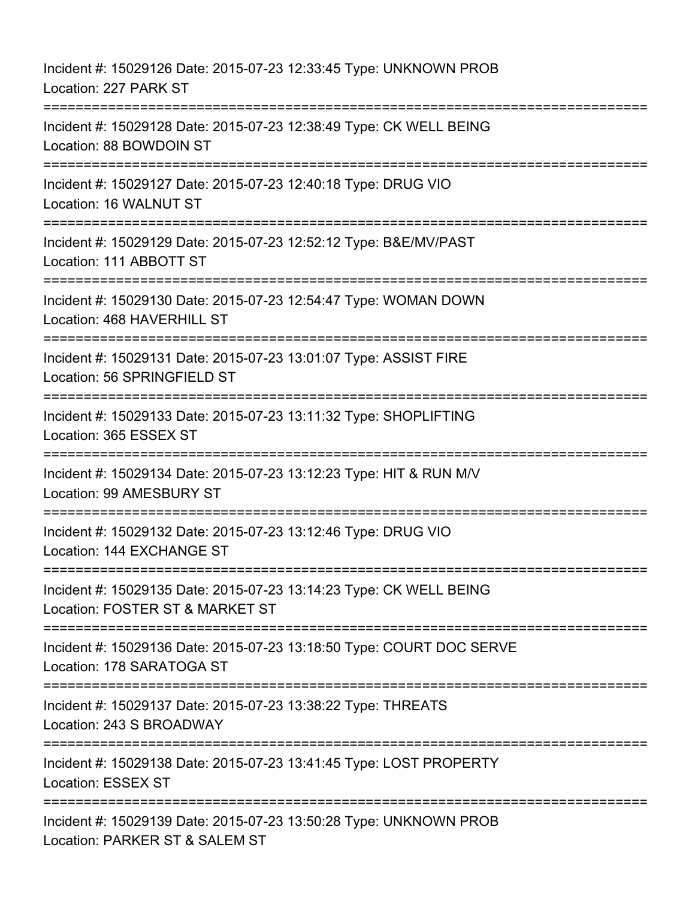Incident #: 15029126 Date: 2015-07-23 12:33:45 Type: UNKNOWN PROB
Location: 227 PARK ST

===========================================================================

Incident #: 15029128 Date: 2015-07-23 12:38:49 Type: CK WELL BEING
Location: 88 BOWDOIN ST

===========================================================================

Incident #: 15029127 Date: 2015-07-23 12:40:18 Type: DRUG VIO
Location: 16 WALNUT ST

===========================================================================

Incident #: 15029129 Date: 2015-07-23 12:52:12 Type: B&E/MV/PAST
Location: 111 ABBOTT ST

===========================================================================

Incident #: 15029130 Date: 2015-07-23 12:54:47 Type: WOMAN DOWN
Location: 468 HAVERHILL ST

===========================================================================

Incident #: 15029131 Date: 2015-07-23 13:01:07 Type: ASSIST FIRE
Location: 56 SPRINGFIELD ST

===========================================================================

Incident #: 15029133 Date: 2015-07-23 13:11:32 Type: SHOPLIFTING
Location: 365 ESSEX ST

===========================================================================

Incident #: 15029134 Date: 2015-07-23 13:12:23 Type: HIT & RUN M/V
Location: 99 AMESBURY ST

===========================================================================

Incident #: 15029132 Date: 2015-07-23 13:12:46 Type: DRUG VIO
Location: 144 EXCHANGE ST

===========================================================================

Incident #: 15029135 Date: 2015-07-23 13:14:23 Type: CK WELL BEING
Location: FOSTER ST & MARKET ST

===========================================================================

Incident #: 15029136 Date: 2015-07-23 13:18:50 Type: COURT DOC SERVE
Location: 178 SARATOGA ST

===========================================================================

Incident #: 15029137 Date: 2015-07-23 13:38:22 Type: THREATS
Location: 243 S BROADWAY

===========================================================================

Incident #: 15029138 Date: 2015-07-23 13:41:45 Type: LOST PROPERTY
Location: ESSEX ST

===========================================================================

Incident #: 15029139 Date: 2015-07-23 13:50:28 Type: UNKNOWN PROB
Location: PARKER ST & SALEM ST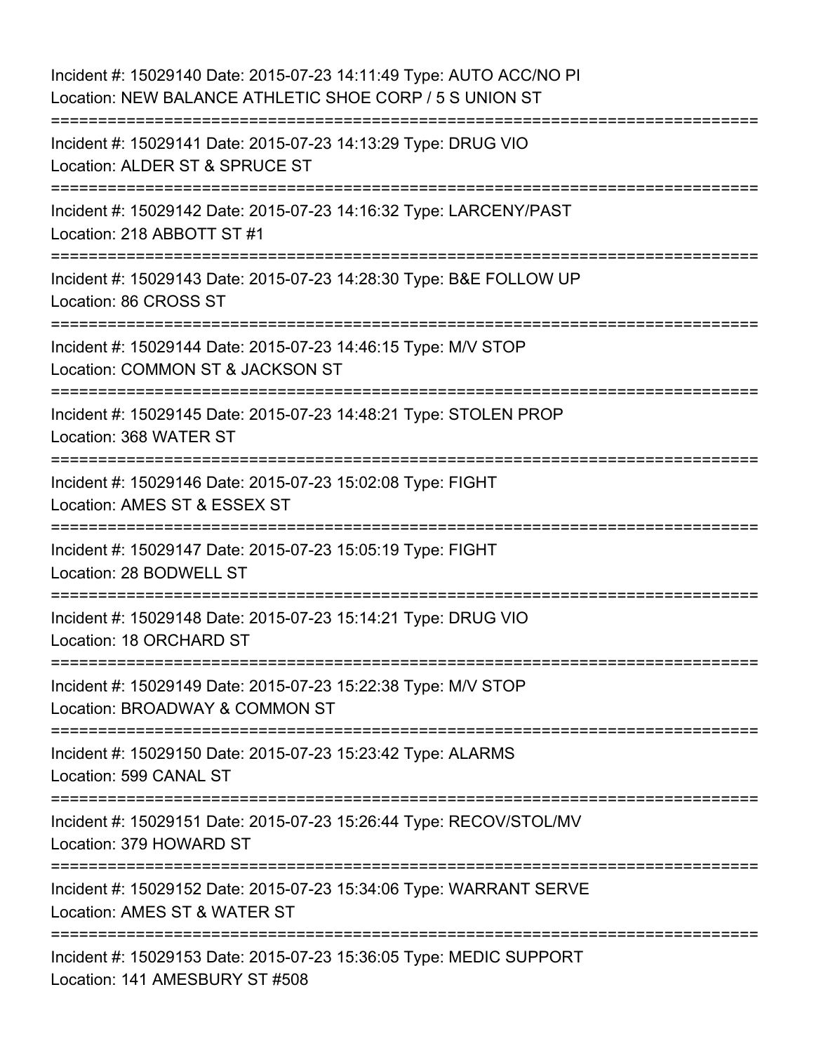Incident #: 15029140 Date: 2015-07-23 14:11:49 Type: AUTO ACC/NO PI
Location: NEW BALANCE ATHLETIC SHOE CORP / 5 S UNION ST

===========================================================================

Incident #: 15029141 Date: 2015-07-23 14:13:29 Type: DRUG VIO
Location: ALDER ST & SPRUCE ST

===========================================================================

Incident #: 15029142 Date: 2015-07-23 14:16:32 Type: LARCENY/PAST
Location: 218 ABBOTT ST #1

===========================================================================

Incident #: 15029143 Date: 2015-07-23 14:28:30 Type: B&E FOLLOW UP
Location: 86 CROSS ST

===========================================================================

Incident #: 15029144 Date: 2015-07-23 14:46:15 Type: M/V STOP
Location: COMMON ST & JACKSON ST

===========================================================================

Incident #: 15029145 Date: 2015-07-23 14:48:21 Type: STOLEN PROP
Location: 368 WATER ST

===========================================================================

Incident #: 15029146 Date: 2015-07-23 15:02:08 Type: FIGHT
Location: AMES ST & ESSEX ST

===========================================================================

Incident #: 15029147 Date: 2015-07-23 15:05:19 Type: FIGHT
Location: 28 BODWELL ST

===========================================================================

Incident #: 15029148 Date: 2015-07-23 15:14:21 Type: DRUG VIO
Location: 18 ORCHARD ST

===========================================================================

Incident #: 15029149 Date: 2015-07-23 15:22:38 Type: M/V STOP
Location: BROADWAY & COMMON ST

===========================================================================

Incident #: 15029150 Date: 2015-07-23 15:23:42 Type: ALARMS
Location: 599 CANAL ST

===========================================================================

Incident #: 15029151 Date: 2015-07-23 15:26:44 Type: RECOV/STOL/MV
Location: 379 HOWARD ST

===========================================================================

Incident #: 15029152 Date: 2015-07-23 15:34:06 Type: WARRANT SERVE
Location: AMES ST & WATER ST

===========================================================================

Incident #: 15029153 Date: 2015-07-23 15:36:05 Type: MEDIC SUPPORT
Location: 141 AMESBURY ST #508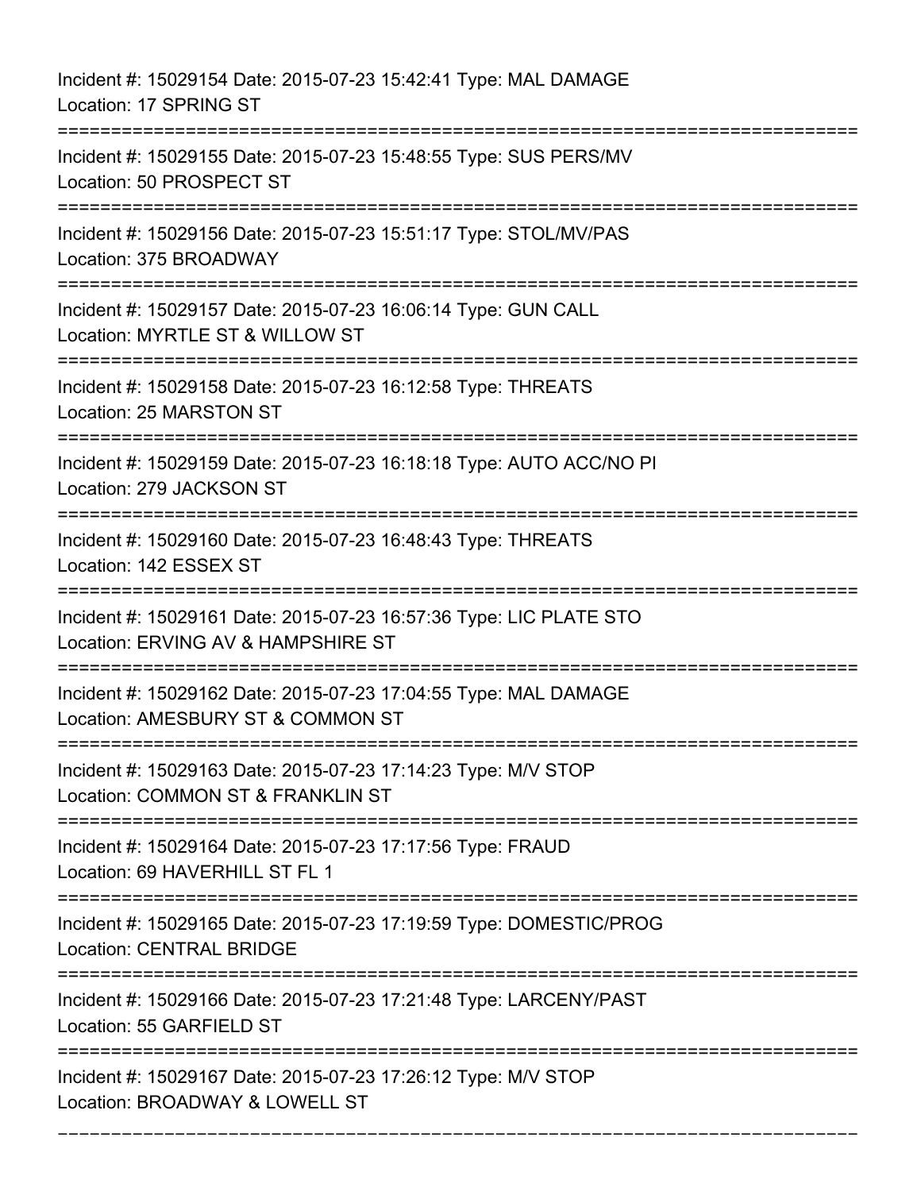Incident #: 15029154 Date: 2015-07-23 15:42:41 Type: MAL DAMAGE
Location: 17 SPRING ST

===========================================================================

Incident #: 15029155 Date: 2015-07-23 15:48:55 Type: SUS PERS/MV
Location: 50 PROSPECT ST

===========================================================================

Incident #: 15029156 Date: 2015-07-23 15:51:17 Type: STOL/MV/PAS
Location: 375 BROADWAY

===========================================================================

Incident #: 15029157 Date: 2015-07-23 16:06:14 Type: GUN CALL
Location: MYRTLE ST & WILLOW ST

===========================================================================

Incident #: 15029158 Date: 2015-07-23 16:12:58 Type: THREATS
Location: 25 MARSTON ST

===========================================================================

Incident #: 15029159 Date: 2015-07-23 16:18:18 Type: AUTO ACC/NO PI
Location: 279 JACKSON ST

===========================================================================

Incident #: 15029160 Date: 2015-07-23 16:48:43 Type: THREATS
Location: 142 ESSEX ST

===========================================================================

Incident #: 15029161 Date: 2015-07-23 16:57:36 Type: LIC PLATE STO
Location: ERVING AV & HAMPSHIRE ST

===========================================================================

Incident #: 15029162 Date: 2015-07-23 17:04:55 Type: MAL DAMAGE
Location: AMESBURY ST & COMMON ST

===========================================================================

Incident #: 15029163 Date: 2015-07-23 17:14:23 Type: M/V STOP
Location: COMMON ST & FRANKLIN ST

===========================================================================

Incident #: 15029164 Date: 2015-07-23 17:17:56 Type: FRAUD
Location: 69 HAVERHILL ST FL 1

===========================================================================

Incident #: 15029165 Date: 2015-07-23 17:19:59 Type: DOMESTIC/PROG
Location: CENTRAL BRIDGE

===========================================================================

Incident #: 15029166 Date: 2015-07-23 17:21:48 Type: LARCENY/PAST
Location: 55 GARFIELD ST

===========================================================================

Incident #: 15029167 Date: 2015-07-23 17:26:12 Type: M/V STOP
Location: BROADWAY & LOWELL ST

===========================================================================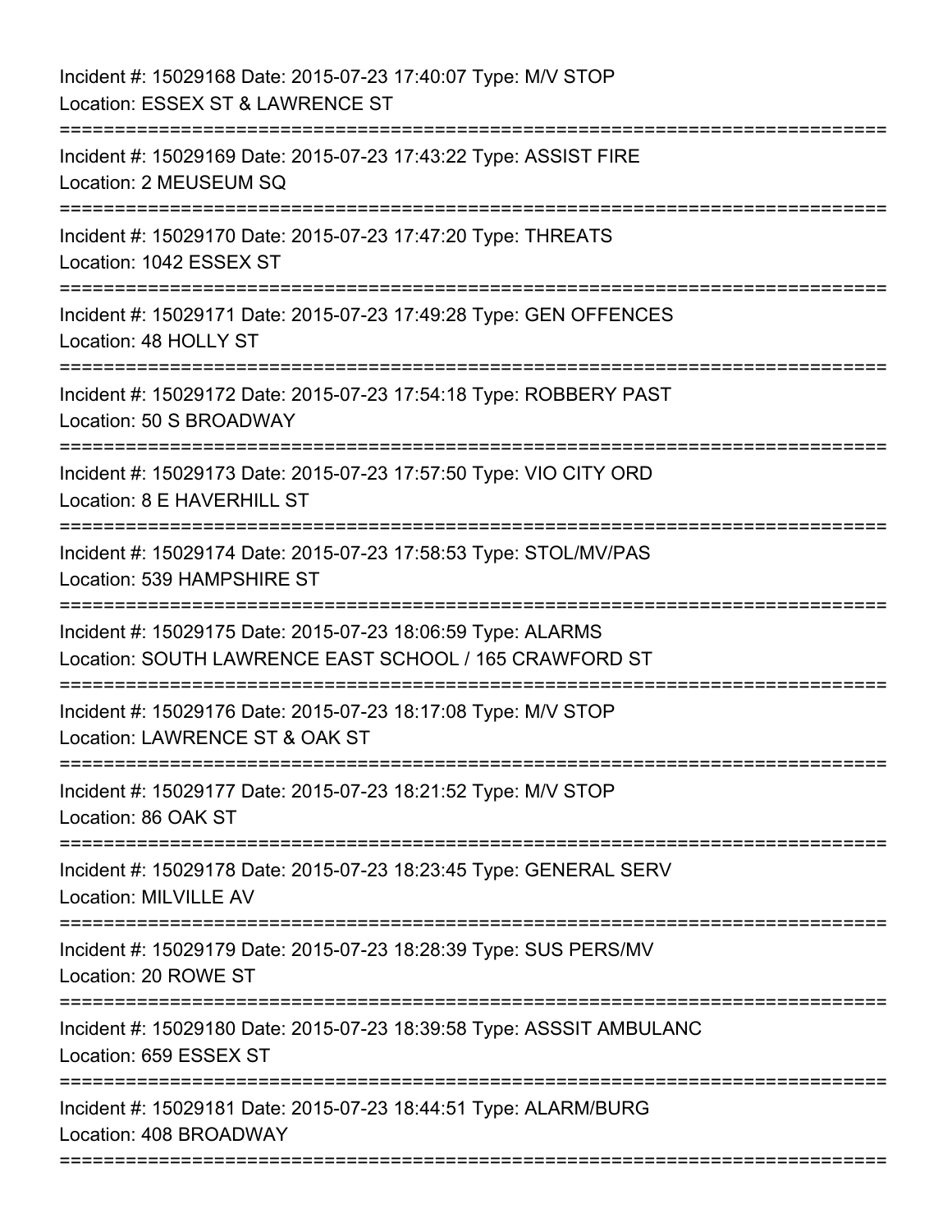Incident #: 15029168 Date: 2015-07-23 17:40:07 Type: M/V STOP
Location: ESSEX ST & LAWRENCE ST

===========================================================================

Incident #: 15029169 Date: 2015-07-23 17:43:22 Type: ASSIST FIRE
Location: 2 MEUSEUM SQ

===========================================================================

Incident #: 15029170 Date: 2015-07-23 17:47:20 Type: THREATS
Location: 1042 ESSEX ST

===========================================================================

Incident #: 15029171 Date: 2015-07-23 17:49:28 Type: GEN OFFENCES
Location: 48 HOLLY ST

===========================================================================

Incident #: 15029172 Date: 2015-07-23 17:54:18 Type: ROBBERY PAST
Location: 50 S BROADWAY

===========================================================================

Incident #: 15029173 Date: 2015-07-23 17:57:50 Type: VIO CITY ORD
Location: 8 E HAVERHILL ST

===========================================================================

Incident #: 15029174 Date: 2015-07-23 17:58:53 Type: STOL/MV/PAS
Location: 539 HAMPSHIRE ST

===========================================================================

Incident #: 15029175 Date: 2015-07-23 18:06:59 Type: ALARMS
Location: SOUTH LAWRENCE EAST SCHOOL / 165 CRAWFORD ST

===========================================================================

Incident #: 15029176 Date: 2015-07-23 18:17:08 Type: M/V STOP
Location: LAWRENCE ST & OAK ST

===========================================================================

Incident #: 15029177 Date: 2015-07-23 18:21:52 Type: M/V STOP
Location: 86 OAK ST

===========================================================================

Incident #: 15029178 Date: 2015-07-23 18:23:45 Type: GENERAL SERV
Location: MILVILLE AV

===========================================================================

Incident #: 15029179 Date: 2015-07-23 18:28:39 Type: SUS PERS/MV
Location: 20 ROWE ST

===========================================================================

Incident #: 15029180 Date: 2015-07-23 18:39:58 Type: ASSSIT AMBULANC
Location: 659 ESSEX ST

===========================================================================

Incident #: 15029181 Date: 2015-07-23 18:44:51 Type: ALARM/BURG
Location: 408 BROADWAY

===========================================================================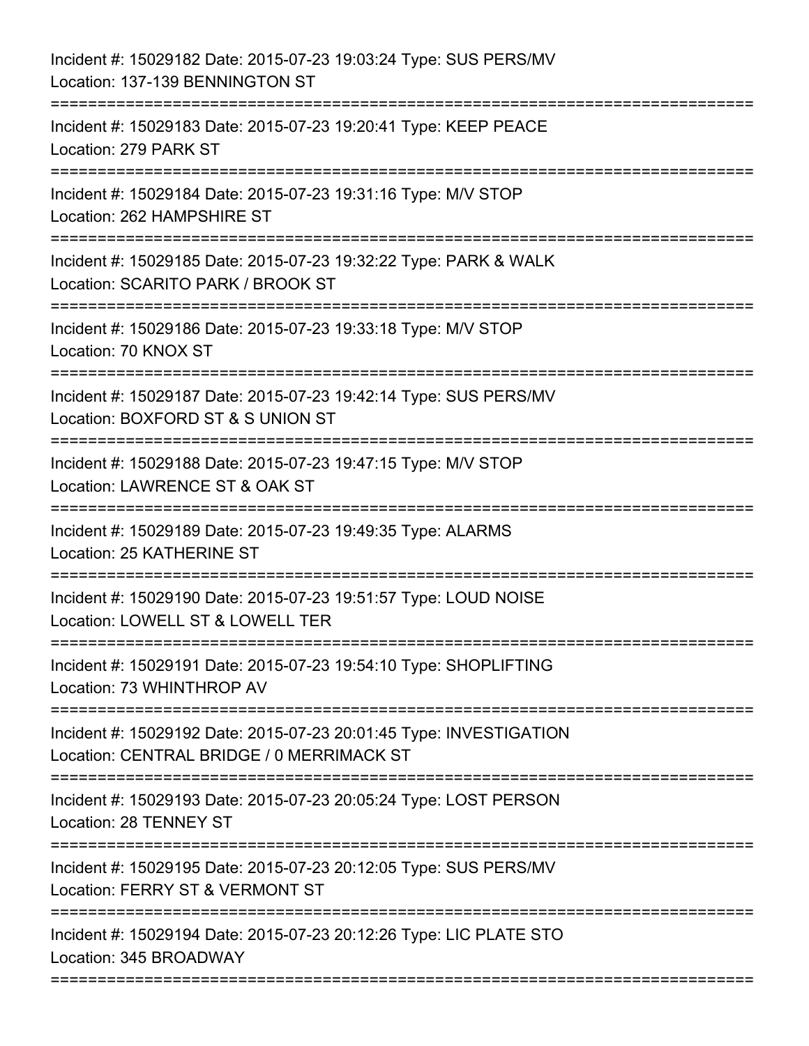Incident #: 15029182 Date: 2015-07-23 19:03:24 Type: SUS PERS/MV
Location: 137-139 BENNINGTON ST

===========================================================================

Incident #: 15029183 Date: 2015-07-23 19:20:41 Type: KEEP PEACE
Location: 279 PARK ST

===========================================================================

Incident #: 15029184 Date: 2015-07-23 19:31:16 Type: M/V STOP
Location: 262 HAMPSHIRE ST

===========================================================================

Incident #: 15029185 Date: 2015-07-23 19:32:22 Type: PARK & WALK
Location: SCARITO PARK / BROOK ST

===========================================================================

Incident #: 15029186 Date: 2015-07-23 19:33:18 Type: M/V STOP
Location: 70 KNOX ST

===========================================================================

Incident #: 15029187 Date: 2015-07-23 19:42:14 Type: SUS PERS/MV
Location: BOXFORD ST & S UNION ST

===========================================================================

Incident #: 15029188 Date: 2015-07-23 19:47:15 Type: M/V STOP
Location: LAWRENCE ST & OAK ST

===========================================================================

Incident #: 15029189 Date: 2015-07-23 19:49:35 Type: ALARMS
Location: 25 KATHERINE ST

===========================================================================

Incident #: 15029190 Date: 2015-07-23 19:51:57 Type: LOUD NOISE
Location: LOWELL ST & LOWELL TER

===========================================================================

Incident #: 15029191 Date: 2015-07-23 19:54:10 Type: SHOPLIFTING
Location: 73 WHINTHROP AV

===========================================================================

Incident #: 15029192 Date: 2015-07-23 20:01:45 Type: INVESTIGATION
Location: CENTRAL BRIDGE / 0 MERRIMACK ST

===========================================================================

Incident #: 15029193 Date: 2015-07-23 20:05:24 Type: LOST PERSON
Location: 28 TENNEY ST

===========================================================================

Incident #: 15029195 Date: 2015-07-23 20:12:05 Type: SUS PERS/MV
Location: FERRY ST & VERMONT ST

===========================================================================

Incident #: 15029194 Date: 2015-07-23 20:12:26 Type: LIC PLATE STO
Location: 345 BROADWAY

===========================================================================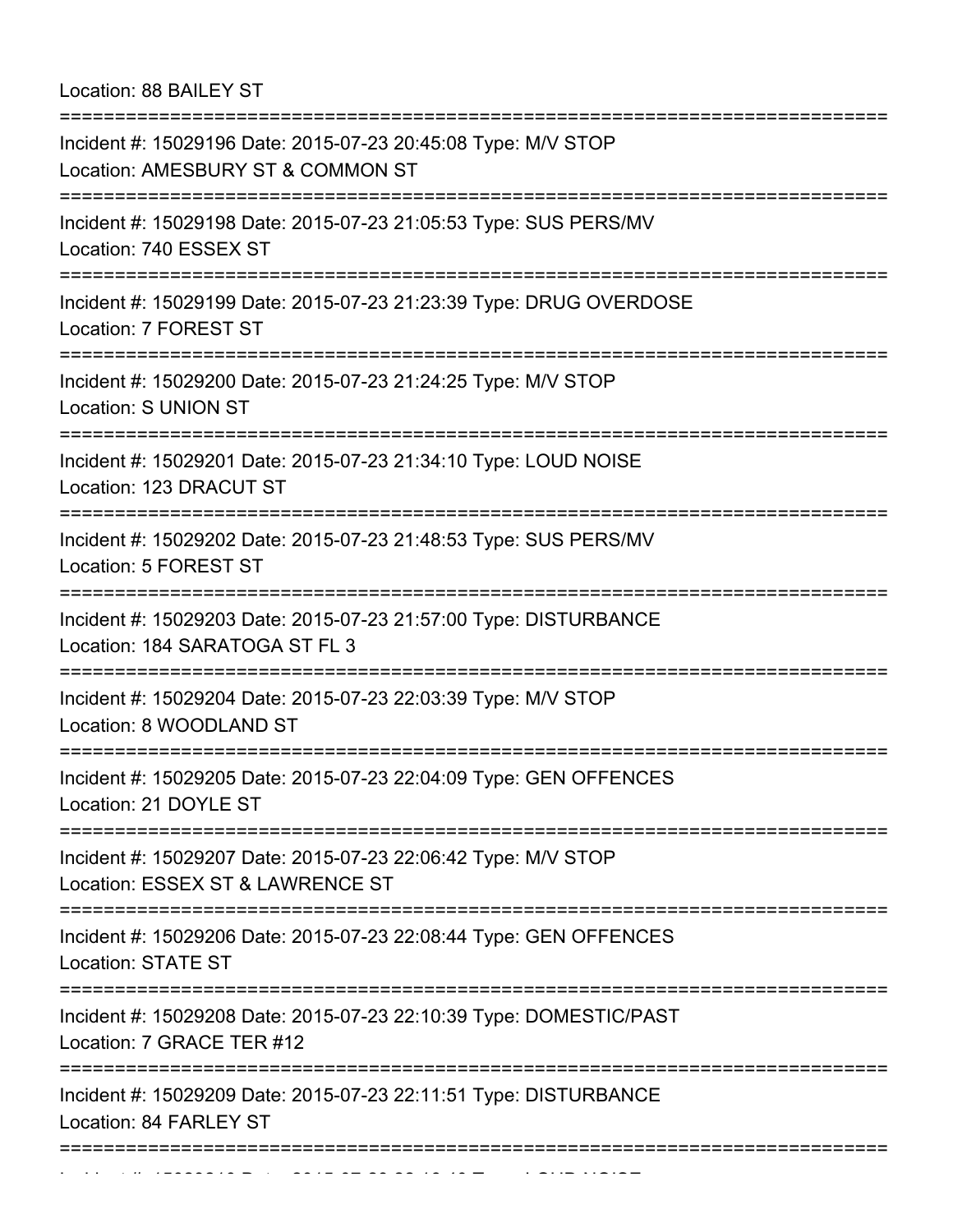Location: 88 BAILEY ST

===========================================================================

Incident #: 15029196 Date: 2015-07-23 20:45:08 Type: M/V STOP
Location: AMESBURY ST & COMMON ST

===========================================================================

Incident #: 15029198 Date: 2015-07-23 21:05:53 Type: SUS PERS/MV
Location: 740 ESSEX ST

===========================================================================

Incident #: 15029199 Date: 2015-07-23 21:23:39 Type: DRUG OVERDOSE
Location: 7 FOREST ST

===========================================================================

Incident #: 15029200 Date: 2015-07-23 21:24:25 Type: M/V STOP
Location: S UNION ST

===========================================================================

Incident #: 15029201 Date: 2015-07-23 21:34:10 Type: LOUD NOISE
Location: 123 DRACUT ST

===========================================================================

Incident #: 15029202 Date: 2015-07-23 21:48:53 Type: SUS PERS/MV
Location: 5 FOREST ST

===========================================================================

Incident #: 15029203 Date: 2015-07-23 21:57:00 Type: DISTURBANCE
Location: 184 SARATOGA ST FL 3

===========================================================================

Incident #: 15029204 Date: 2015-07-23 22:03:39 Type: M/V STOP
Location: 8 WOODLAND ST

===========================================================================

Incident #: 15029205 Date: 2015-07-23 22:04:09 Type: GEN OFFENCES
Location: 21 DOYLE ST

===========================================================================

Incident #: 15029207 Date: 2015-07-23 22:06:42 Type: M/V STOP
Location: ESSEX ST & LAWRENCE ST

===========================================================================

Incident #: 15029206 Date: 2015-07-23 22:08:44 Type: GEN OFFENCES
Location: STATE ST

===========================================================================

Incident #: 15029208 Date: 2015-07-23 22:10:39 Type: DOMESTIC/PAST
Location: 7 GRACE TER #12

===========================================================================

Incident #: 15029209 Date: 2015-07-23 22:11:51 Type: DISTURBANCE
Location: 84 FARLEY ST

===========================================================================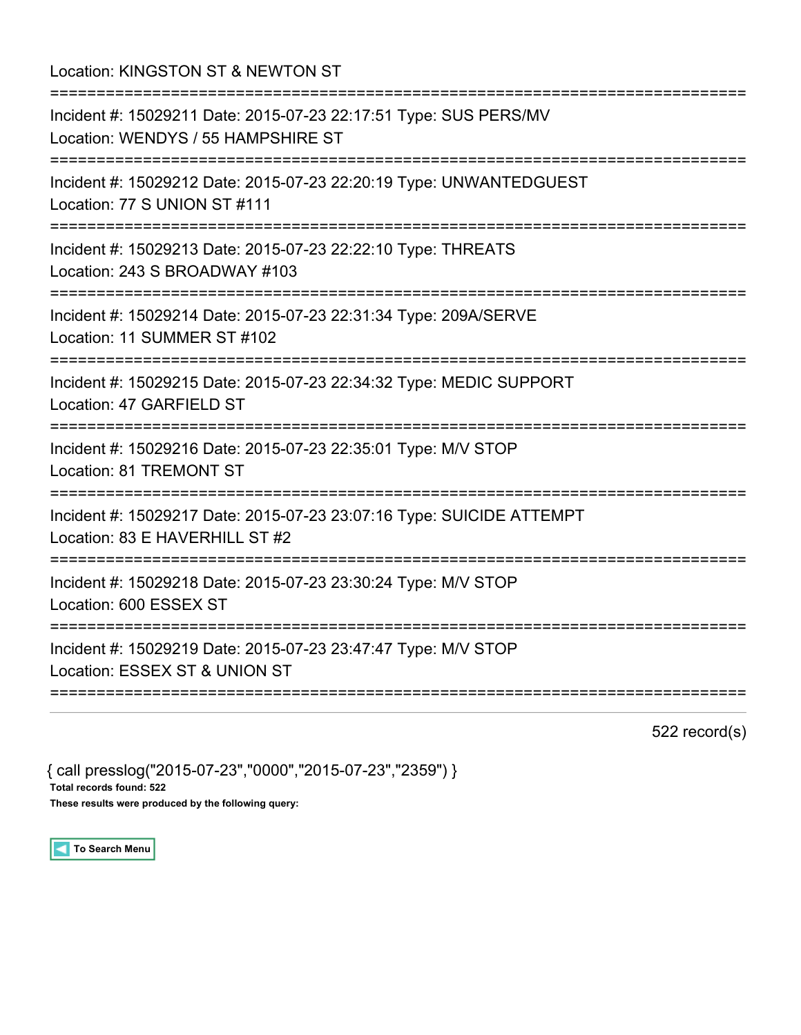Location: KINGSTON ST & NEWTON ST

===========================================================================

Incident #: 15029211 Date: 2015-07-23 22:17:51 Type: SUS PERS/MV

Location: WENDYS / 55 HAMPSHIRE ST

===========================================================================

Incident #: 15029212 Date: 2015-07-23 22:20:19 Type: UNWANTEDGUEST

Location: 77 S UNION ST #111

===========================================================================

Incident #: 15029213 Date: 2015-07-23 22:22:10 Type: THREATS

Location: 243 S BROADWAY #103

===========================================================================

Incident #: 15029214 Date: 2015-07-23 22:31:34 Type: 209A/SERVE

Location: 11 SUMMER ST #102

===========================================================================

Incident #: 15029215 Date: 2015-07-23 22:34:32 Type: MEDIC SUPPORT

Location: 47 GARFIELD ST

===========================================================================

Incident #: 15029216 Date: 2015-07-23 22:35:01 Type: M/V STOP

Location: 81 TREMONT ST

===========================================================================

Incident #: 15029217 Date: 2015-07-23 23:07:16 Type: SUICIDE ATTEMPT

Location: 83 E HAVERHILL ST #2

===========================================================================

Incident #: 15029218 Date: 2015-07-23 23:30:24 Type: M/V STOP

Location: 600 ESSEX ST

===========================================================================

Incident #: 15029219 Date: 2015-07-23 23:47:47 Type: M/V STOP

Location: ESSEX ST & UNION ST

===========================================================================

522 record(s)

{ call presslog("2015-07-23","0000","2015-07-23","2359") }

**Total records found: 522**

**These results were produced by the following query:**

To Search Menu